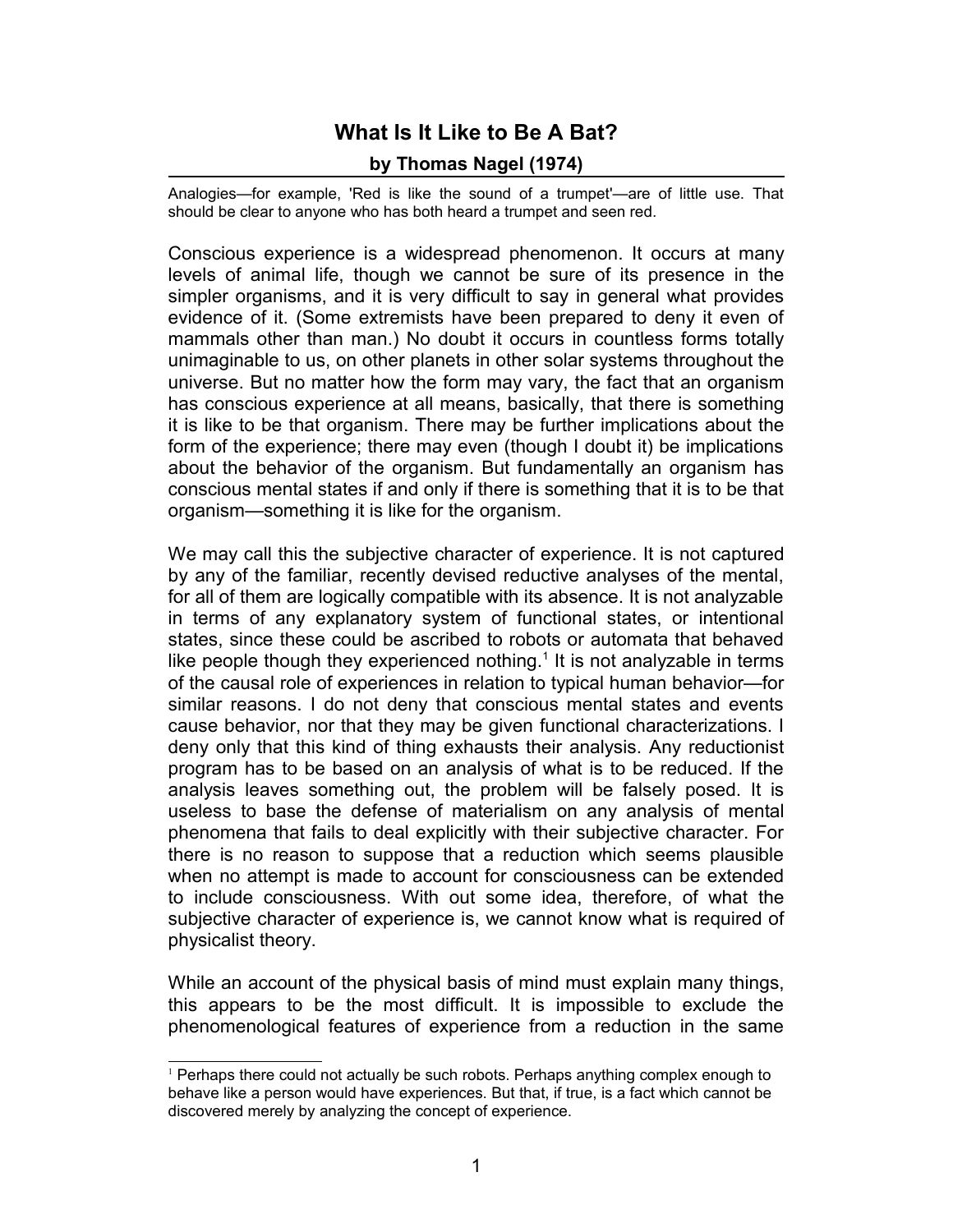# What Is It Like to Be A Bat?

**by Thomas Nagel (1974)**

Analogies—for example, 'Red is like the sound of a trumpet'—are of little use. That should be clear to anyone who has both heard a trumpet and seen red.

Conscious experience is a widespread phenomenon. It occurs at many levels of animal life, though we cannot be sure of its presence in the simpler organisms, and it is very difficult to say in general what provides evidence of it. (Some extremists have been prepared to deny it even of mammals other than man.) No doubt it occurs in countless forms totally unimaginable to us, on other planets in other solar systems throughout the universe. But no matter how the form may vary, the fact that an organism has conscious experience at all means, basically, that there is something it is like to be that organism. There may be further implications about the form of the experience; there may even (though I doubt it) be implications about the behavior of the organism. But fundamentally an organism has conscious mental states if and only if there is something that it is to be that organism—something it is like for the organism.

We may call this the subjective character of experience. It is not captured by any of the familiar, recently devised reductive analyses of the mental, for all of them are logically compatible with its absence. It is not analyzable in terms of any explanatory system of functional states, or intentional states, since these could be ascribed to robots or automata that behaved like people though they experienced nothing.[1] It is not analyzable in terms of the causal role of experiences in relation to typical human behavior—for similar reasons. I do not deny that conscious mental states and events cause behavior, nor that they may be given functional characterizations. I deny only that this kind of thing exhausts their analysis. Any reductionist program has to be based on an analysis of what is to be reduced. If the analysis leaves something out, the problem will be falsely posed. It is useless to base the defense of materialism on any analysis of mental phenomena that fails to deal explicitly with their subjective character. For there is no reason to suppose that a reduction which seems plausible when no attempt is made to account for consciousness can be extended to include consciousness. With out some idea, therefore, of what the subjective character of experience is, we cannot know what is required of physicalist theory.

While an account of the physical basis of mind must explain many things, this appears to be the most difficult. It is impossible to exclude the phenomenological features of experience from a reduction in the same

[1] Perhaps there could not actually be such robots. Perhaps anything complex enough to behave like a person would have experiences. But that, if true, is a fact which cannot be discovered merely by analyzing the concept of experience.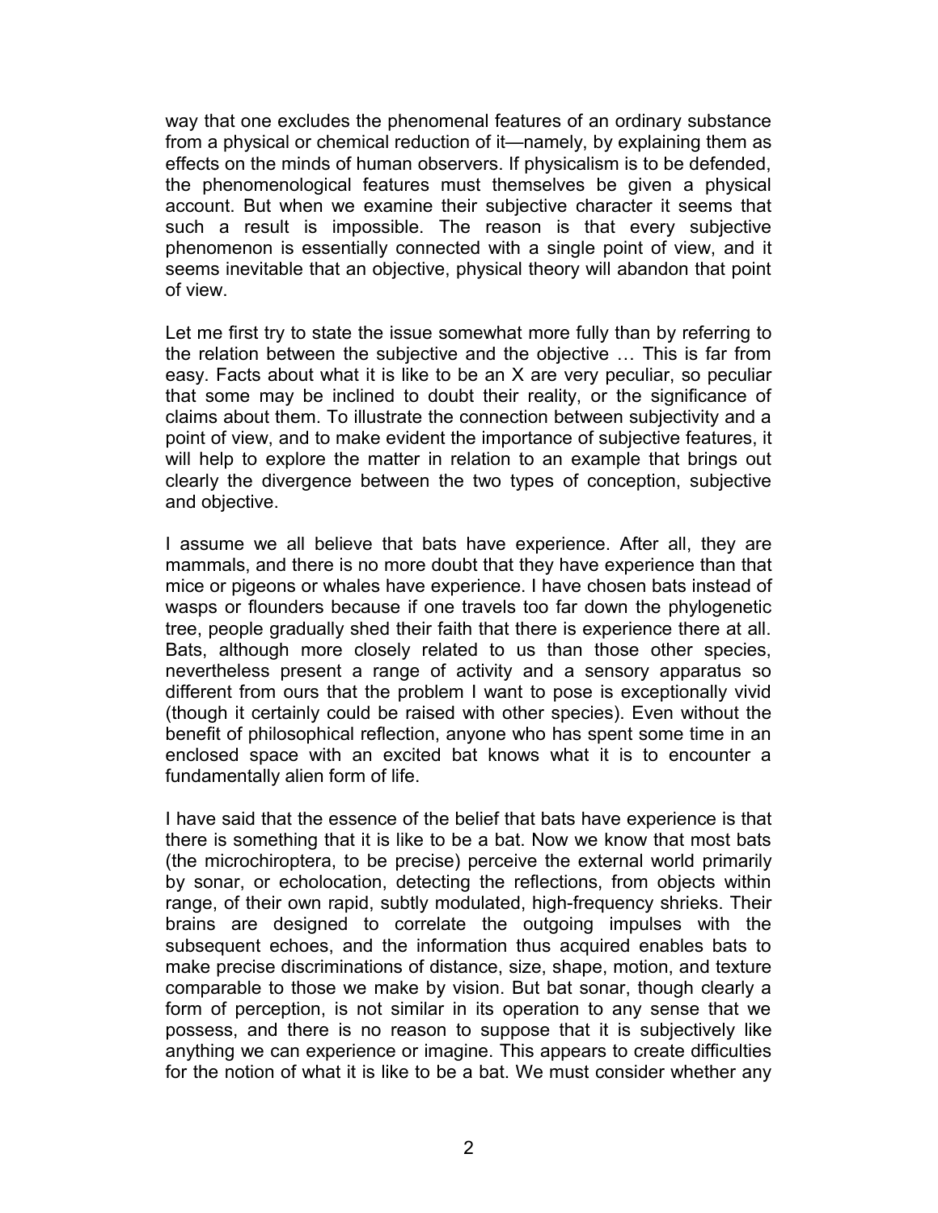way that one excludes the phenomenal features of an ordinary substance from a physical or chemical reduction of it—namely, by explaining them as effects on the minds of human observers. If physicalism is to be defended, the phenomenological features must themselves be given a physical account. But when we examine their subjective character it seems that such a result is impossible. The reason is that every subjective phenomenon is essentially connected with a single point of view, and it seems inevitable that an objective, physical theory will abandon that point of view.

Let me first try to state the issue somewhat more fully than by referring to the relation between the subjective and the objective … This is far from easy. Facts about what it is like to be an X are very peculiar, so peculiar that some may be inclined to doubt their reality, or the significance of claims about them. To illustrate the connection between subjectivity and a point of view, and to make evident the importance of subjective features, it will help to explore the matter in relation to an example that brings out clearly the divergence between the two types of conception, subjective and objective.

I assume we all believe that bats have experience. After all, they are mammals, and there is no more doubt that they have experience than that mice or pigeons or whales have experience. I have chosen bats instead of wasps or flounders because if one travels too far down the phylogenetic tree, people gradually shed their faith that there is experience there at all. Bats, although more closely related to us than those other species, nevertheless present a range of activity and a sensory apparatus so different from ours that the problem I want to pose is exceptionally vivid (though it certainly could be raised with other species). Even without the benefit of philosophical reflection, anyone who has spent some time in an enclosed space with an excited bat knows what it is to encounter a fundamentally alien form of life.

I have said that the essence of the belief that bats have experience is that there is something that it is like to be a bat. Now we know that most bats (the microchiroptera, to be precise) perceive the external world primarily by sonar, or echolocation, detecting the reflections, from objects within range, of their own rapid, subtly modulated, high-frequency shrieks. Their brains are designed to correlate the outgoing impulses with the subsequent echoes, and the information thus acquired enables bats to make precise discriminations of distance, size, shape, motion, and texture comparable to those we make by vision. But bat sonar, though clearly a form of perception, is not similar in its operation to any sense that we possess, and there is no reason to suppose that it is subjectively like anything we can experience or imagine. This appears to create difficulties for the notion of what it is like to be a bat. We must consider whether any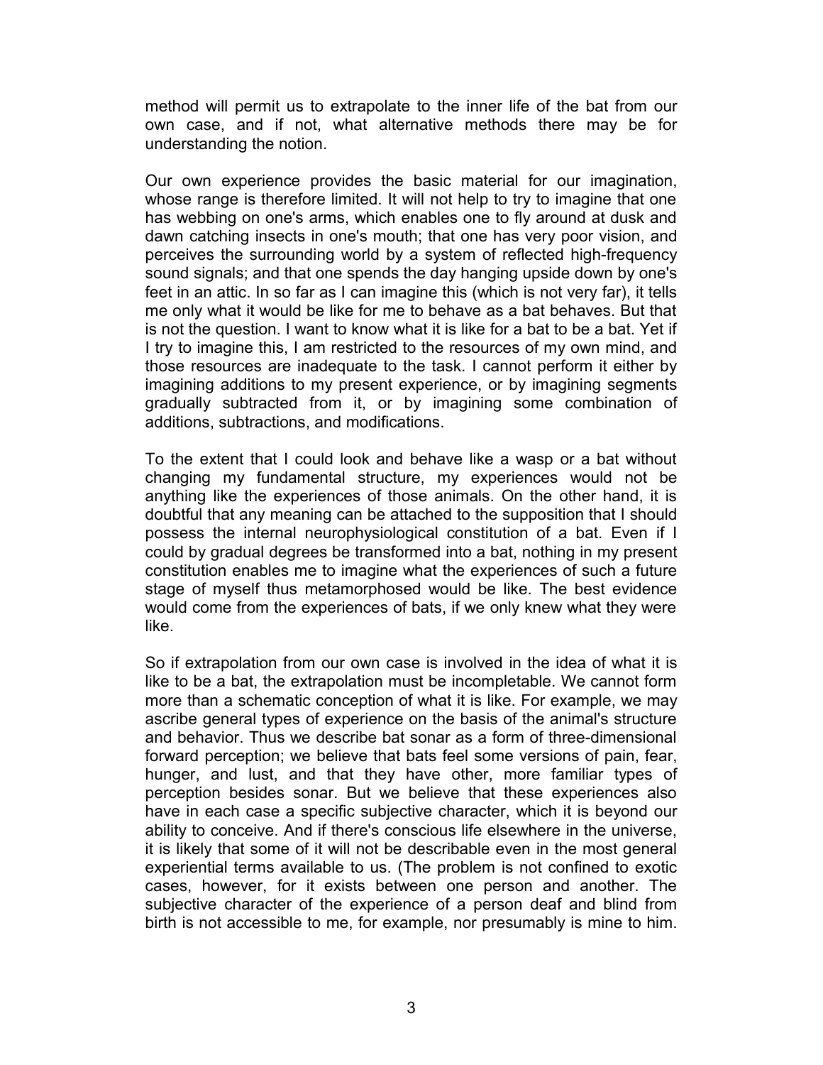method will permit us to extrapolate to the inner life of the bat from our own case, and if not, what alternative methods there may be for understanding the notion.

Our own experience provides the basic material for our imagination, whose range is therefore limited. It will not help to try to imagine that one has webbing on one's arms, which enables one to fly around at dusk and dawn catching insects in one's mouth; that one has very poor vision, and perceives the surrounding world by a system of reflected high-frequency sound signals; and that one spends the day hanging upside down by one's feet in an attic. In so far as I can imagine this (which is not very far), it tells me only what it would be like for me to behave as a bat behaves. But that is not the question. I want to know what it is like for a bat to be a bat. Yet if I try to imagine this, I am restricted to the resources of my own mind, and those resources are inadequate to the task. I cannot perform it either by imagining additions to my present experience, or by imagining segments gradually subtracted from it, or by imagining some combination of additions, subtractions, and modifications.

To the extent that I could look and behave like a wasp or a bat without changing my fundamental structure, my experiences would not be anything like the experiences of those animals. On the other hand, it is doubtful that any meaning can be attached to the supposition that I should possess the internal neurophysiological constitution of a bat. Even if I could by gradual degrees be transformed into a bat, nothing in my present constitution enables me to imagine what the experiences of such a future stage of myself thus metamorphosed would be like. The best evidence would come from the experiences of bats, if we only knew what they were like.

So if extrapolation from our own case is involved in the idea of what it is like to be a bat, the extrapolation must be incompletable. We cannot form more than a schematic conception of what it is like. For example, we may ascribe general types of experience on the basis of the animal's structure and behavior. Thus we describe bat sonar as a form of three-dimensional forward perception; we believe that bats feel some versions of pain, fear, hunger, and lust, and that they have other, more familiar types of perception besides sonar. But we believe that these experiences also have in each case a specific subjective character, which it is beyond our ability to conceive. And if there's conscious life elsewhere in the universe, it is likely that some of it will not be describable even in the most general experiential terms available to us. (The problem is not confined to exotic cases, however, for it exists between one person and another. The subjective character of the experience of a person deaf and blind from birth is not accessible to me, for example, nor presumably is mine to him.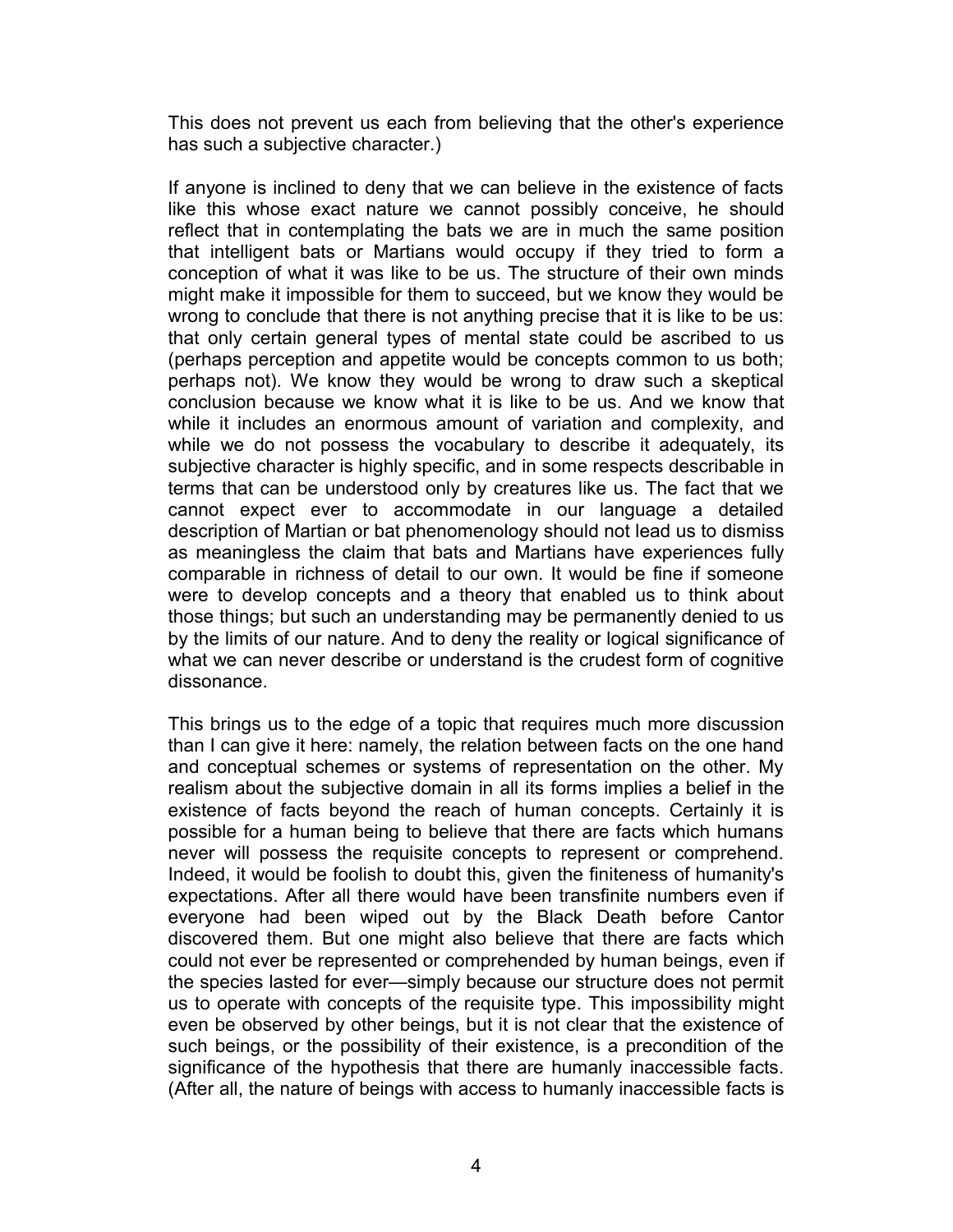This does not prevent us each from believing that the other's experience has such a subjective character.)

If anyone is inclined to deny that we can believe in the existence of facts like this whose exact nature we cannot possibly conceive, he should reflect that in contemplating the bats we are in much the same position that intelligent bats or Martians would occupy if they tried to form a conception of what it was like to be us. The structure of their own minds might make it impossible for them to succeed, but we know they would be wrong to conclude that there is not anything precise that it is like to be us: that only certain general types of mental state could be ascribed to us (perhaps perception and appetite would be concepts common to us both; perhaps not). We know they would be wrong to draw such a skeptical conclusion because we know what it is like to be us. And we know that while it includes an enormous amount of variation and complexity, and while we do not possess the vocabulary to describe it adequately, its subjective character is highly specific, and in some respects describable in terms that can be understood only by creatures like us. The fact that we cannot expect ever to accommodate in our language a detailed description of Martian or bat phenomenology should not lead us to dismiss as meaningless the claim that bats and Martians have experiences fully comparable in richness of detail to our own. It would be fine if someone were to develop concepts and a theory that enabled us to think about those things; but such an understanding may be permanently denied to us by the limits of our nature. And to deny the reality or logical significance of what we can never describe or understand is the crudest form of cognitive dissonance.

This brings us to the edge of a topic that requires much more discussion than I can give it here: namely, the relation between facts on the one hand and conceptual schemes or systems of representation on the other. My realism about the subjective domain in all its forms implies a belief in the existence of facts beyond the reach of human concepts. Certainly it is possible for a human being to believe that there are facts which humans never will possess the requisite concepts to represent or comprehend. Indeed, it would be foolish to doubt this, given the finiteness of humanity's expectations. After all there would have been transfinite numbers even if everyone had been wiped out by the Black Death before Cantor discovered them. But one might also believe that there are facts which could not ever be represented or comprehended by human beings, even if the species lasted for ever—simply because our structure does not permit us to operate with concepts of the requisite type. This impossibility might even be observed by other beings, but it is not clear that the existence of such beings, or the possibility of their existence, is a precondition of the significance of the hypothesis that there are humanly inaccessible facts. (After all, the nature of beings with access to humanly inaccessible facts is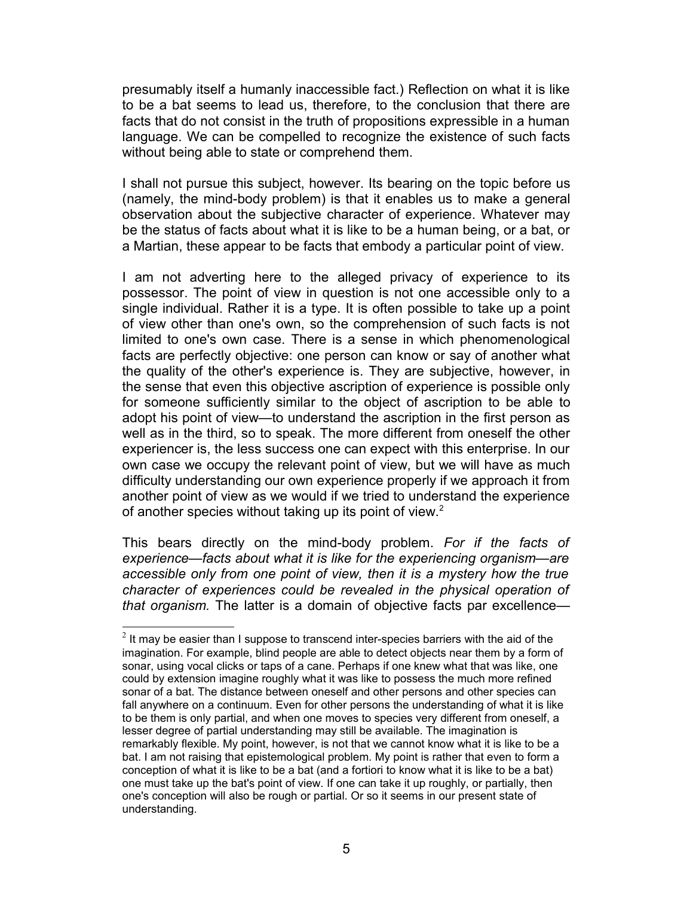presumably itself a humanly inaccessible fact.) Reflection on what it is like to be a bat seems to lead us, therefore, to the conclusion that there are facts that do not consist in the truth of propositions expressible in a human language. We can be compelled to recognize the existence of such facts without being able to state or comprehend them.

I shall not pursue this subject, however. Its bearing on the topic before us (namely, the mind-body problem) is that it enables us to make a general observation about the subjective character of experience. Whatever may be the status of facts about what it is like to be a human being, or a bat, or a Martian, these appear to be facts that embody a particular point of view.

I am not adverting here to the alleged privacy of experience to its possessor. The point of view in question is not one accessible only to a single individual. Rather it is a type. It is often possible to take up a point of view other than one's own, so the comprehension of such facts is not limited to one's own case. There is a sense in which phenomenological facts are perfectly objective: one person can know or say of another what the quality of the other's experience is. They are subjective, however, in the sense that even this objective ascription of experience is possible only for someone sufficiently similar to the object of ascription to be able to adopt his point of view—to understand the ascription in the first person as well as in the third, so to speak. The more different from oneself the other experiencer is, the less success one can expect with this enterprise. In our own case we occupy the relevant point of view, but we will have as much difficulty understanding our own experience properly if we approach it from another point of view as we would if we tried to understand the experience of another species without taking up its point of view.[2]

This bears directly on the mind-body problem. *For if the facts of experience—facts about what it is like for the experiencing organism—are accessible only from one point of view, then it is a mystery how the true character of experiences could be revealed in the physical operation of that organism.* The latter is a domain of objective facts par excellence—

---

[2] It may be easier than I suppose to transcend inter-species barriers with the aid of the imagination. For example, blind people are able to detect objects near them by a form of sonar, using vocal clicks or taps of a cane. Perhaps if one knew what that was like, one could by extension imagine roughly what it was like to possess the much more refined sonar of a bat. The distance between oneself and other persons and other species can fall anywhere on a continuum. Even for other persons the understanding of what it is like to be them is only partial, and when one moves to species very different from oneself, a lesser degree of partial understanding may still be available. The imagination is remarkably flexible. My point, however, is not that we cannot know what it is like to be a bat. I am not raising that epistemological problem. My point is rather that even to form a conception of what it is like to be a bat (and a fortiori to know what it is like to be a bat) one must take up the bat's point of view. If one can take it up roughly, or partially, then one's conception will also be rough or partial. Or so it seems in our present state of understanding.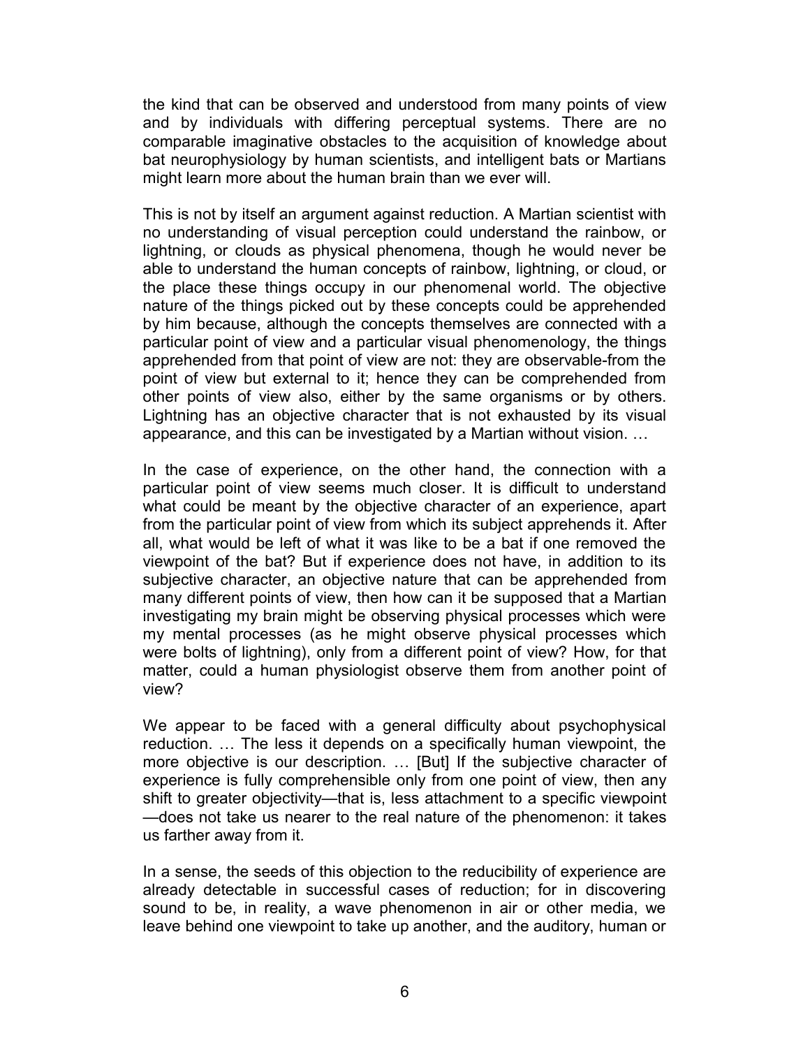the kind that can be observed and understood from many points of view and by individuals with differing perceptual systems. There are no comparable imaginative obstacles to the acquisition of knowledge about bat neurophysiology by human scientists, and intelligent bats or Martians might learn more about the human brain than we ever will.

This is not by itself an argument against reduction. A Martian scientist with no understanding of visual perception could understand the rainbow, or lightning, or clouds as physical phenomena, though he would never be able to understand the human concepts of rainbow, lightning, or cloud, or the place these things occupy in our phenomenal world. The objective nature of the things picked out by these concepts could be apprehended by him because, although the concepts themselves are connected with a particular point of view and a particular visual phenomenology, the things apprehended from that point of view are not: they are observable-from the point of view but external to it; hence they can be comprehended from other points of view also, either by the same organisms or by others. Lightning has an objective character that is not exhausted by its visual appearance, and this can be investigated by a Martian without vision. …

In the case of experience, on the other hand, the connection with a particular point of view seems much closer. It is difficult to understand what could be meant by the objective character of an experience, apart from the particular point of view from which its subject apprehends it. After all, what would be left of what it was like to be a bat if one removed the viewpoint of the bat? But if experience does not have, in addition to its subjective character, an objective nature that can be apprehended from many different points of view, then how can it be supposed that a Martian investigating my brain might be observing physical processes which were my mental processes (as he might observe physical processes which were bolts of lightning), only from a different point of view? How, for that matter, could a human physiologist observe them from another point of view?

We appear to be faced with a general difficulty about psychophysical reduction. … The less it depends on a specifically human viewpoint, the more objective is our description. … [But] If the subjective character of experience is fully comprehensible only from one point of view, then any shift to greater objectivity—that is, less attachment to a specific viewpoint—does not take us nearer to the real nature of the phenomenon: it takes us farther away from it.

In a sense, the seeds of this objection to the reducibility of experience are already detectable in successful cases of reduction; for in discovering sound to be, in reality, a wave phenomenon in air or other media, we leave behind one viewpoint to take up another, and the auditory, human or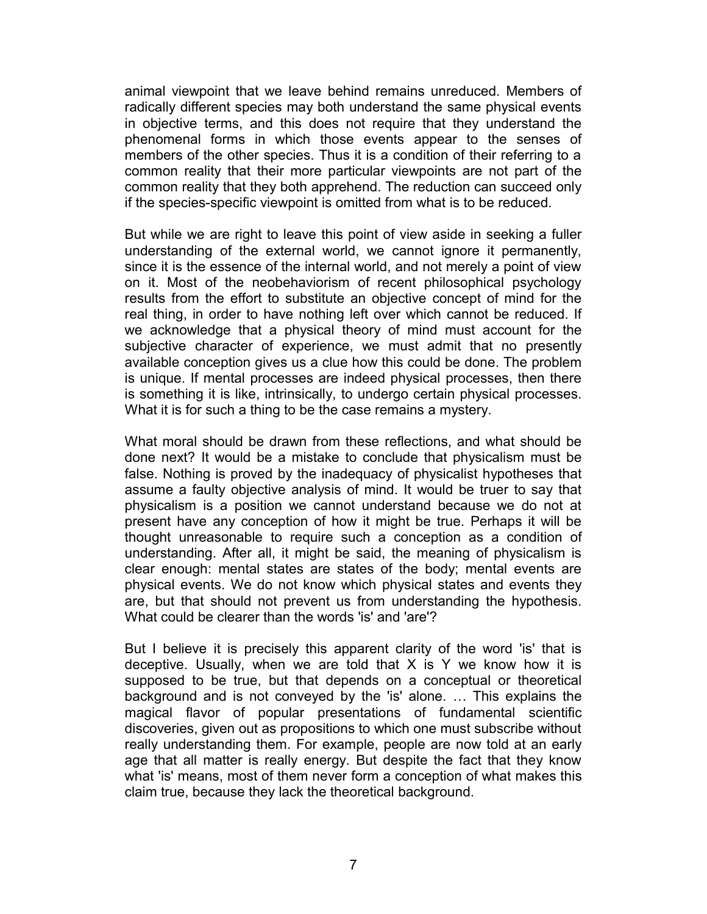animal viewpoint that we leave behind remains unreduced. Members of radically different species may both understand the same physical events in objective terms, and this does not require that they understand the phenomenal forms in which those events appear to the senses of members of the other species. Thus it is a condition of their referring to a common reality that their more particular viewpoints are not part of the common reality that they both apprehend. The reduction can succeed only if the species-specific viewpoint is omitted from what is to be reduced.

But while we are right to leave this point of view aside in seeking a fuller understanding of the external world, we cannot ignore it permanently, since it is the essence of the internal world, and not merely a point of view on it. Most of the neobehaviorism of recent philosophical psychology results from the effort to substitute an objective concept of mind for the real thing, in order to have nothing left over which cannot be reduced. If we acknowledge that a physical theory of mind must account for the subjective character of experience, we must admit that no presently available conception gives us a clue how this could be done. The problem is unique. If mental processes are indeed physical processes, then there is something it is like, intrinsically, to undergo certain physical processes. What it is for such a thing to be the case remains a mystery.

What moral should be drawn from these reflections, and what should be done next? It would be a mistake to conclude that physicalism must be false. Nothing is proved by the inadequacy of physicalist hypotheses that assume a faulty objective analysis of mind. It would be truer to say that physicalism is a position we cannot understand because we do not at present have any conception of how it might be true. Perhaps it will be thought unreasonable to require such a conception as a condition of understanding. After all, it might be said, the meaning of physicalism is clear enough: mental states are states of the body; mental events are physical events. We do not know which physical states and events they are, but that should not prevent us from understanding the hypothesis. What could be clearer than the words 'is' and 'are'?

But I believe it is precisely this apparent clarity of the word 'is' that is deceptive. Usually, when we are told that X is Y we know how it is supposed to be true, but that depends on a conceptual or theoretical background and is not conveyed by the 'is' alone. … This explains the magical flavor of popular presentations of fundamental scientific discoveries, given out as propositions to which one must subscribe without really understanding them. For example, people are now told at an early age that all matter is really energy. But despite the fact that they know what 'is' means, most of them never form a conception of what makes this claim true, because they lack the theoretical background.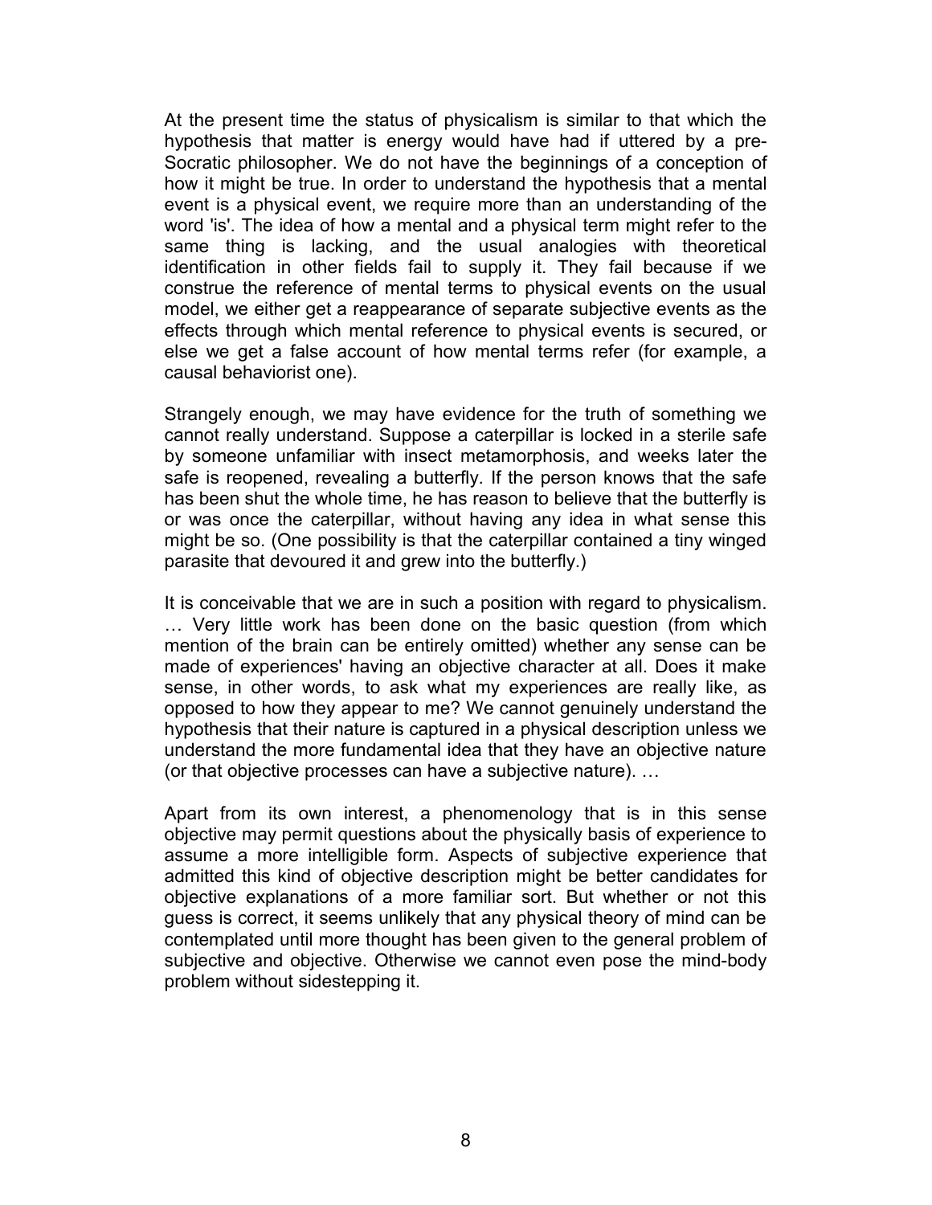At the present time the status of physicalism is similar to that which the hypothesis that matter is energy would have had if uttered by a pre-Socratic philosopher. We do not have the beginnings of a conception of how it might be true. In order to understand the hypothesis that a mental event is a physical event, we require more than an understanding of the word 'is'. The idea of how a mental and a physical term might refer to the same thing is lacking, and the usual analogies with theoretical identification in other fields fail to supply it. They fail because if we construe the reference of mental terms to physical events on the usual model, we either get a reappearance of separate subjective events as the effects through which mental reference to physical events is secured, or else we get a false account of how mental terms refer (for example, a causal behaviorist one).

Strangely enough, we may have evidence for the truth of something we cannot really understand. Suppose a caterpillar is locked in a sterile safe by someone unfamiliar with insect metamorphosis, and weeks later the safe is reopened, revealing a butterfly. If the person knows that the safe has been shut the whole time, he has reason to believe that the butterfly is or was once the caterpillar, without having any idea in what sense this might be so. (One possibility is that the caterpillar contained a tiny winged parasite that devoured it and grew into the butterfly.)

It is conceivable that we are in such a position with regard to physicalism. … Very little work has been done on the basic question (from which mention of the brain can be entirely omitted) whether any sense can be made of experiences' having an objective character at all. Does it make sense, in other words, to ask what my experiences are really like, as opposed to how they appear to me? We cannot genuinely understand the hypothesis that their nature is captured in a physical description unless we understand the more fundamental idea that they have an objective nature (or that objective processes can have a subjective nature). …

Apart from its own interest, a phenomenology that is in this sense objective may permit questions about the physically basis of experience to assume a more intelligible form. Aspects of subjective experience that admitted this kind of objective description might be better candidates for objective explanations of a more familiar sort. But whether or not this guess is correct, it seems unlikely that any physical theory of mind can be contemplated until more thought has been given to the general problem of subjective and objective. Otherwise we cannot even pose the mind-body problem without sidestepping it.